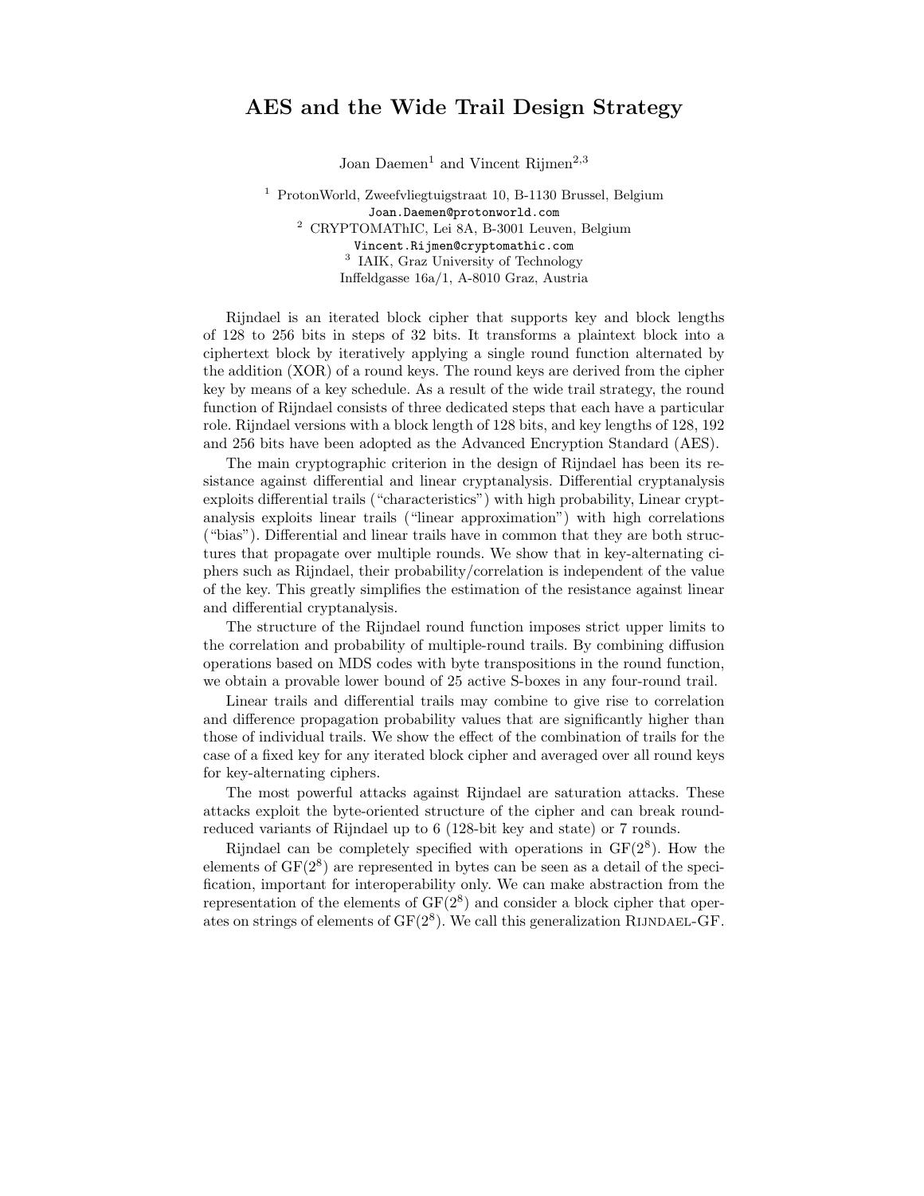# AES and the Wide Trail Design Strategy

Joan Daemen[1] and Vincent Rijmen[2,3]

[1] ProtonWorld, Zweefvliegtuigstraat 10, B-1130 Brussel, Belgium
Joan.Daemen@protonworld.com
[2] CRYPTOMAThIC, Lei 8A, B-3001 Leuven, Belgium
Vincent.Rijmen@cryptomathic.com
[3] IAIK, Graz University of Technology
Inffeldgasse 16a/1, A-8010 Graz, Austria

Rijndael is an iterated block cipher that supports key and block lengths of 128 to 256 bits in steps of 32 bits. It transforms a plaintext block into a ciphertext block by iteratively applying a single round function alternated by the addition (XOR) of a round keys. The round keys are derived from the cipher key by means of a key schedule. As a result of the wide trail strategy, the round function of Rijndael consists of three dedicated steps that each have a particular role. Rijndael versions with a block length of 128 bits, and key lengths of 128, 192 and 256 bits have been adopted as the Advanced Encryption Standard (AES).

The main cryptographic criterion in the design of Rijndael has been its resistance against differential and linear cryptanalysis. Differential cryptanalysis exploits differential trails ("characteristics") with high probability, Linear cryptanalysis exploits linear trails ("linear approximation") with high correlations ("bias"). Differential and linear trails have in common that they are both structures that propagate over multiple rounds. We show that in key-alternating ciphers such as Rijndael, their probability/correlation is independent of the value of the key. This greatly simplifies the estimation of the resistance against linear and differential cryptanalysis.

The structure of the Rijndael round function imposes strict upper limits to the correlation and probability of multiple-round trails. By combining diffusion operations based on MDS codes with byte transpositions in the round function, we obtain a provable lower bound of 25 active S-boxes in any four-round trail.

Linear trails and differential trails may combine to give rise to correlation and difference propagation probability values that are significantly higher than those of individual trails. We show the effect of the combination of trails for the case of a fixed key for any iterated block cipher and averaged over all round keys for key-alternating ciphers.

The most powerful attacks against Rijndael are saturation attacks. These attacks exploit the byte-oriented structure of the cipher and can break round-reduced variants of Rijndael up to 6 (128-bit key and state) or 7 rounds.

Rijndael can be completely specified with operations in $\mathrm{GF}(2^8)$. How the elements of $\mathrm{GF}(2^8)$ are represented in bytes can be seen as a detail of the specification, important for interoperability only. We can make abstraction from the representation of the elements of $\mathrm{GF}(2^8)$ and consider a block cipher that operates on strings of elements of $\mathrm{GF}(2^8)$. We call this generalization Rijndael-GF.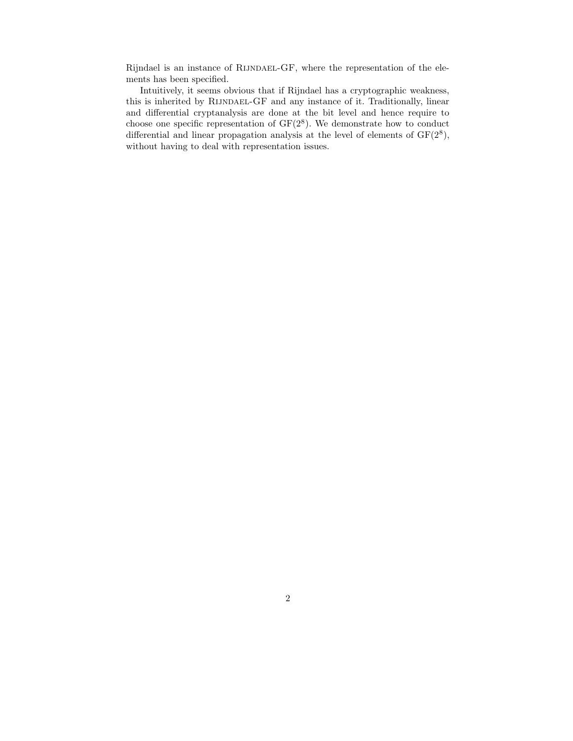Rijndael is an instance of RIJNDAEL-GF, where the representation of the elements has been specified.

Intuitively, it seems obvious that if Rijndael has a cryptographic weakness, this is inherited by RIJNDAEL-GF and any instance of it. Traditionally, linear and differential cryptanalysis are done at the bit level and hence require to choose one specific representation of $\mathrm{GF}(2^8)$. We demonstrate how to conduct differential and linear propagation analysis at the level of elements of $\mathrm{GF}(2^8)$, without having to deal with representation issues.